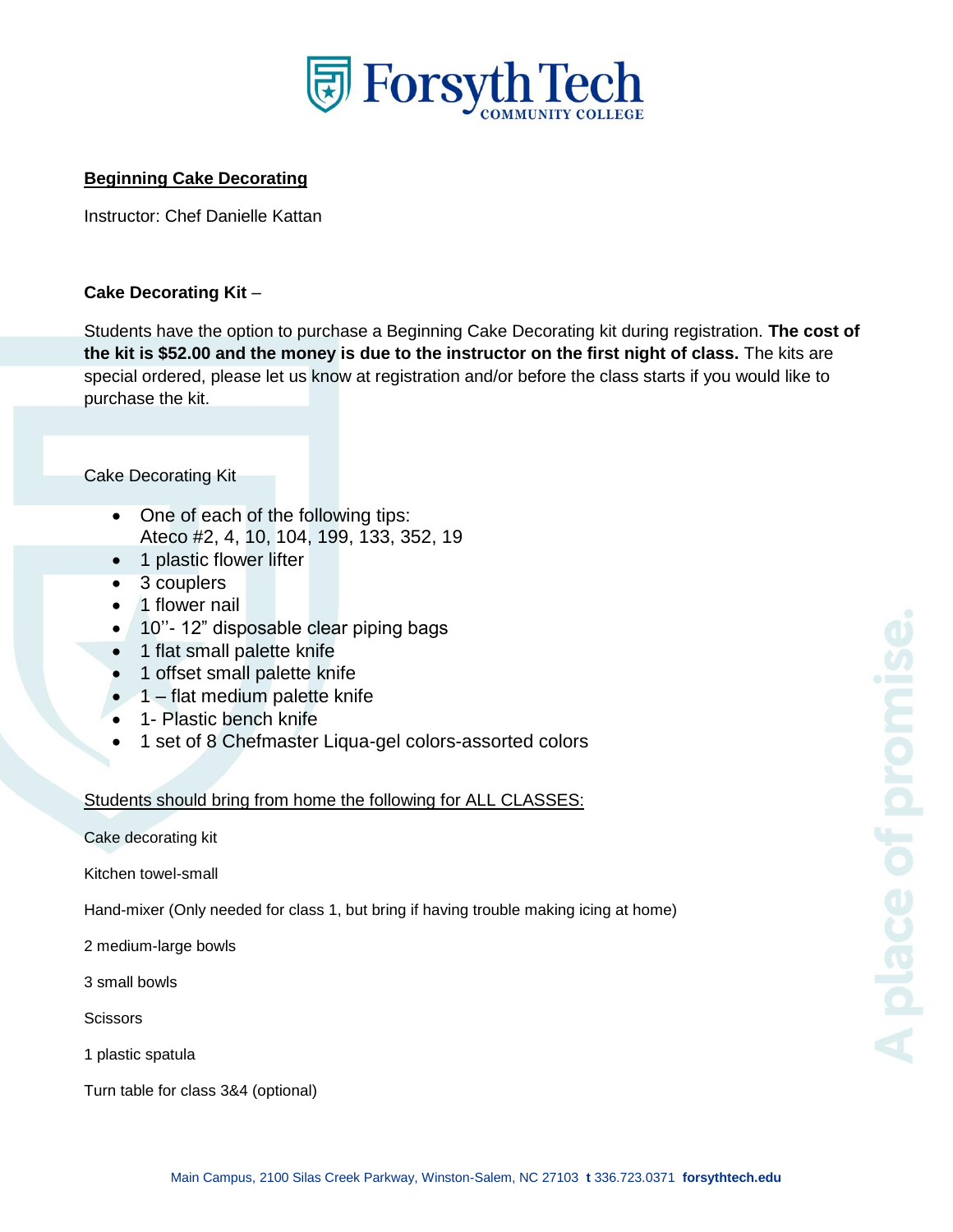# Forsyth Tech COMMUNITY COLLEGE

**Beginning Cake Decorating**

Instructor: Chef Danielle Kattan

**Cake Decorating Kit** –

Students have the option to purchase a Beginning Cake Decorating kit during registration. **The cost of the kit is $52.00 and the money is due to the instructor on the first night of class.** The kits are special ordered, please let us know at registration and/or before the class starts if you would like to purchase the kit.

Cake Decorating Kit

- One of each of the following tips:
  Ateco #2, 4, 10, 104, 199, 133, 352, 19
- 1 plastic flower lifter
- 3 couplers
- 1 flower nail
- 10''- 12" disposable clear piping bags
- 1 flat small palette knife
- 1 offset small palette knife
- 1 – flat medium palette knife
- 1- Plastic bench knife
- 1 set of 8 Chefmaster Liqua-gel colors-assorted colors

Students should bring from home the following for ALL CLASSES:

Cake decorating kit

Kitchen towel-small

Hand-mixer (Only needed for class 1, but bring if having trouble making icing at home)

2 medium-large bowls

3 small bowls

Scissors

1 plastic spatula

Turn table for class 3&4 (optional)

A place of promise.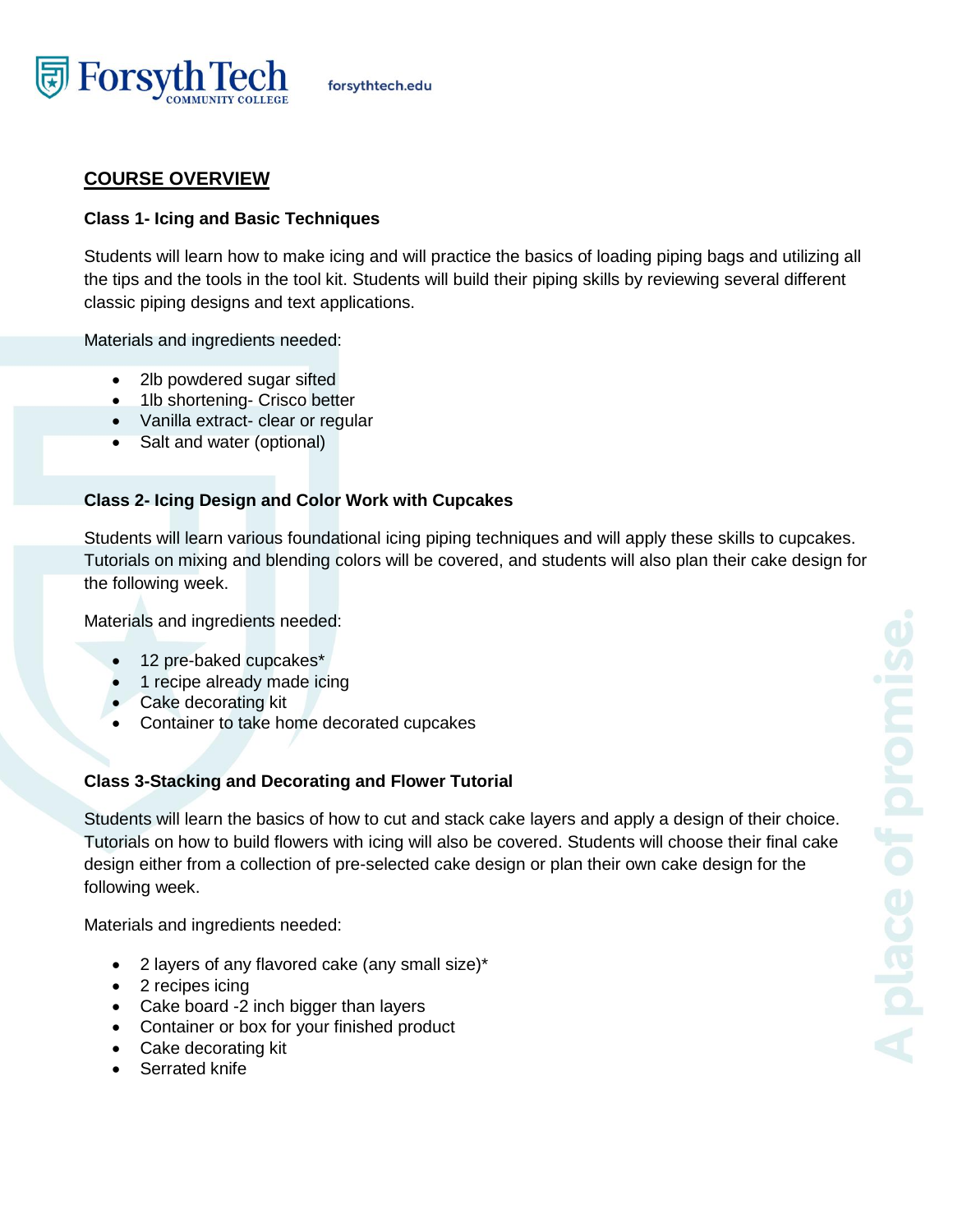## COURSE OVERVIEW

### Class 1- Icing and Basic Techniques

Students will learn how to make icing and will practice the basics of loading piping bags and utilizing all the tips and the tools in the tool kit. Students will build their piping skills by reviewing several different classic piping designs and text applications.

Materials and ingredients needed:

- 2lb powdered sugar sifted
- 1lb shortening- Crisco better
- Vanilla extract- clear or regular
- Salt and water (optional)

### Class 2- Icing Design and Color Work with Cupcakes

Students will learn various foundational icing piping techniques and will apply these skills to cupcakes. Tutorials on mixing and blending colors will be covered, and students will also plan their cake design for the following week.

Materials and ingredients needed:

- 12 pre-baked cupcakes*
- 1 recipe already made icing
- Cake decorating kit
- Container to take home decorated cupcakes

### Class 3-Stacking and Decorating and Flower Tutorial

Students will learn the basics of how to cut and stack cake layers and apply a design of their choice. Tutorials on how to build flowers with icing will also be covered. Students will choose their final cake design either from a collection of pre-selected cake design or plan their own cake design for the following week.

Materials and ingredients needed:

- 2 layers of any flavored cake (any small size)*
- 2 recipes icing
- Cake board -2 inch bigger than layers
- Container or box for your finished product
- Cake decorating kit
- Serrated knife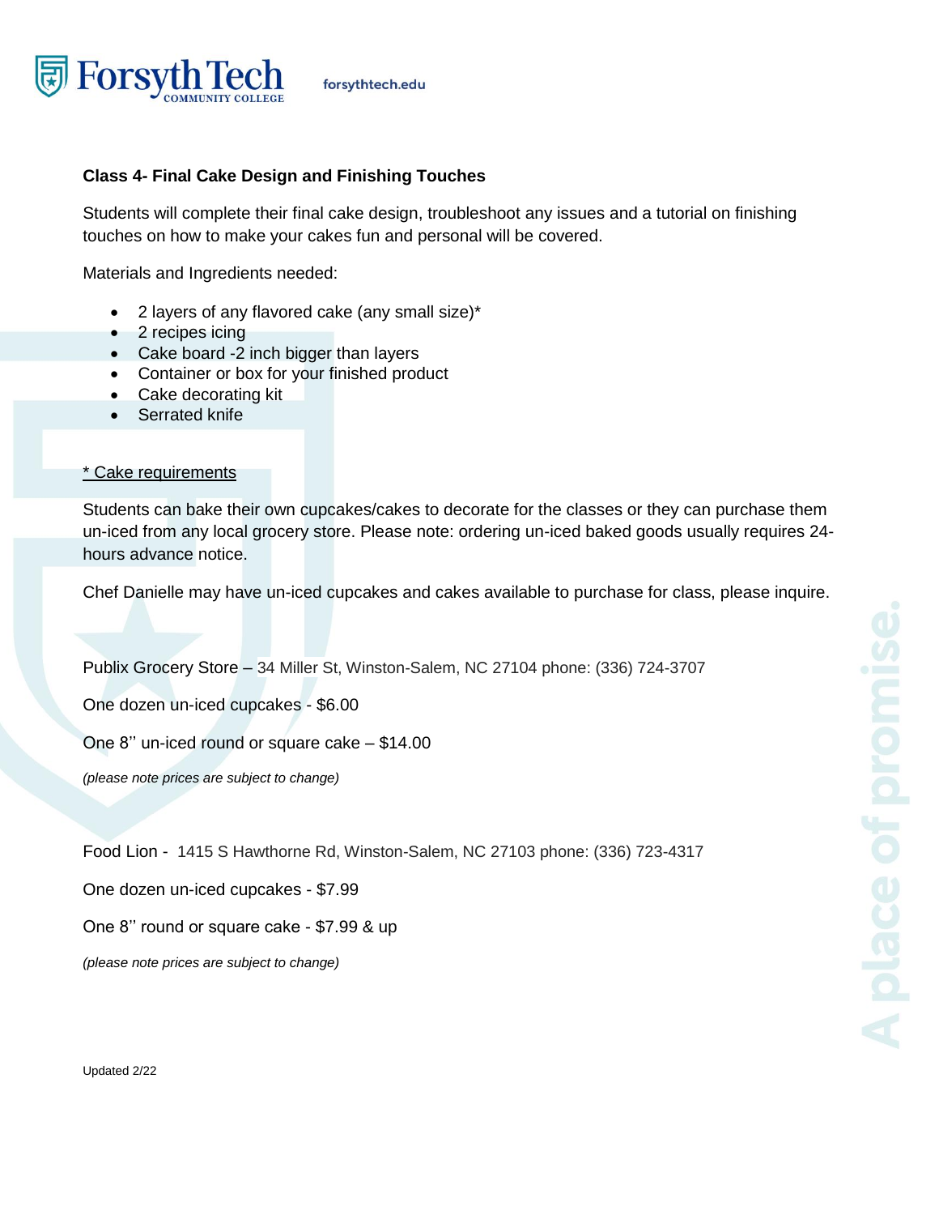### Class 4- Final Cake Design and Finishing Touches

Students will complete their final cake design, troubleshoot any issues and a tutorial on finishing touches on how to make your cakes fun and personal will be covered.

Materials and Ingredients needed:

- 2 layers of any flavored cake (any small size)*
- 2 recipes icing
- Cake board -2 inch bigger than layers
- Container or box for your finished product
- Cake decorating kit
- Serrated knife

<u>* Cake requirements</u>

Students can bake their own cupcakes/cakes to decorate for the classes or they can purchase them un-iced from any local grocery store. Please note: ordering un-iced baked goods usually requires 24-hours advance notice.

Chef Danielle may have un-iced cupcakes and cakes available to purchase for class, please inquire.

Publix Grocery Store – 34 Miller St, Winston-Salem, NC 27104 phone: (336) 724-3707

One dozen un-iced cupcakes - $6.00

One 8'' un-iced round or square cake – $14.00

*(please note prices are subject to change)*

Food Lion - 1415 S Hawthorne Rd, Winston-Salem, NC 27103 phone: (336) 723-4317

One dozen un-iced cupcakes - $7.99

One 8'' round or square cake - $7.99 & up

*(please note prices are subject to change)*

Updated 2/22